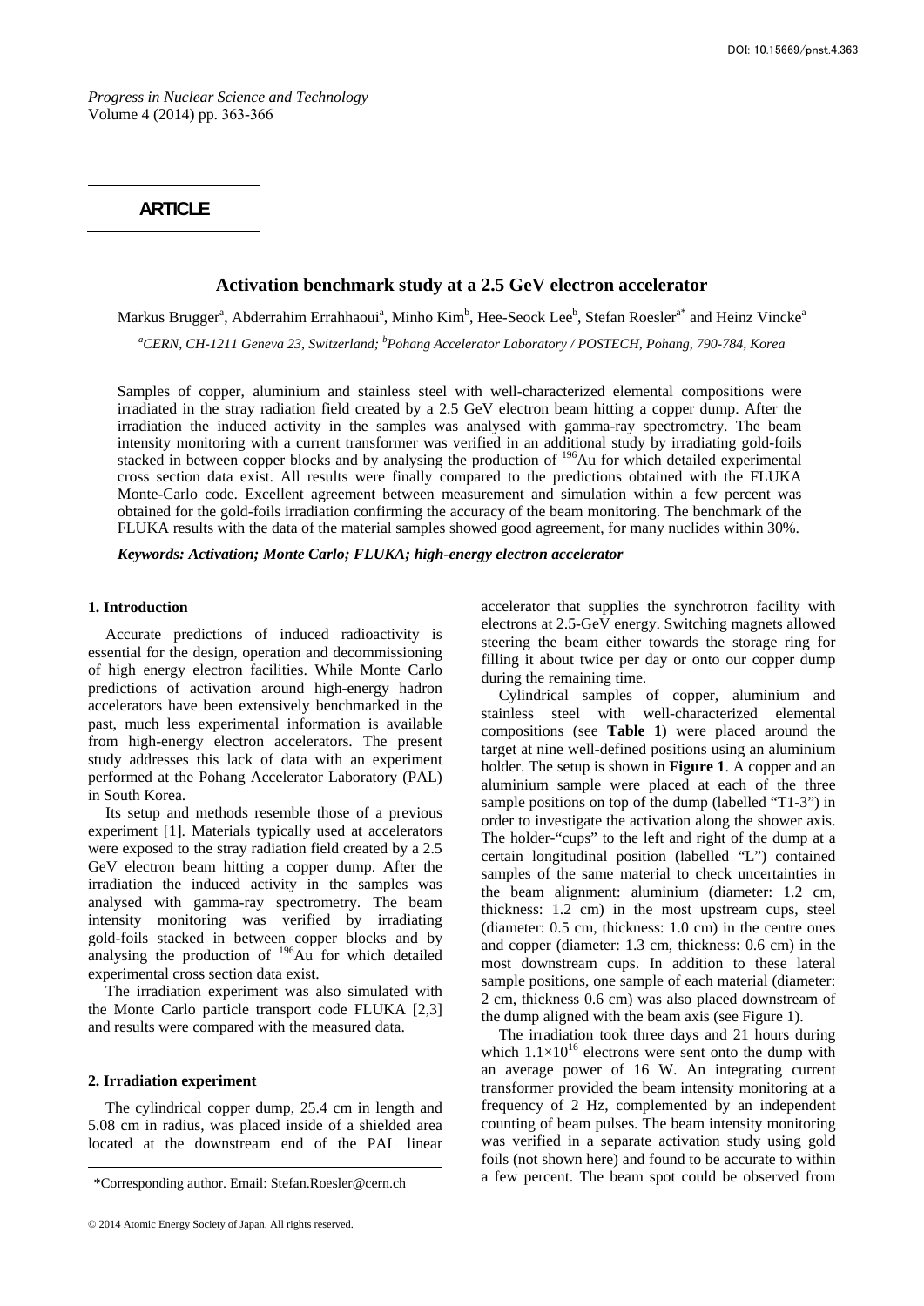## ARTICLE

# Activation benchmark study at a 2.5 GeV electron accelerator

Markus Brugger[a], Abderrahim Errahhaoui[a], Minho Kim[b], Hee-Seock Lee[b], Stefan Roesler[a*] and Heinz Vincke[a]

[a]CERN, CH-1211 Geneva 23, Switzerland; [b]Pohang Accelerator Laboratory / POSTECH, Pohang, 790-784, Korea

Samples of copper, aluminium and stainless steel with well-characterized elemental compositions were irradiated in the stray radiation field created by a 2.5 GeV electron beam hitting a copper dump. After the irradiation the induced activity in the samples was analysed with gamma-ray spectrometry. The beam intensity monitoring with a current transformer was verified in an additional study by irradiating gold-foils stacked in between copper blocks and by analysing the production of $^{196}$Au for which detailed experimental cross section data exist. All results were finally compared to the predictions obtained with the FLUKA Monte-Carlo code. Excellent agreement between measurement and simulation within a few percent was obtained for the gold-foils irradiation confirming the accuracy of the beam monitoring. The benchmark of the FLUKA results with the data of the material samples showed good agreement, for many nuclides within 30%.

***Keywords: Activation; Monte Carlo; FLUKA; high-energy electron accelerator***

## 1. Introduction

Accurate predictions of induced radioactivity is essential for the design, operation and decommissioning of high energy electron facilities. While Monte Carlo predictions of activation around high-energy hadron accelerators have been extensively benchmarked in the past, much less experimental information is available from high-energy electron accelerators. The present study addresses this lack of data with an experiment performed at the Pohang Accelerator Laboratory (PAL) in South Korea.

Its setup and methods resemble those of a previous experiment [1]. Materials typically used at accelerators were exposed to the stray radiation field created by a 2.5 GeV electron beam hitting a copper dump. After the irradiation the induced activity in the samples was analysed with gamma-ray spectrometry. The beam intensity monitoring was verified by irradiating gold-foils stacked in between copper blocks and by analysing the production of $^{196}$Au for which detailed experimental cross section data exist.

The irradiation experiment was also simulated with the Monte Carlo particle transport code FLUKA [2,3] and results were compared with the measured data.

## 2. Irradiation experiment

The cylindrical copper dump, 25.4 cm in length and 5.08 cm in radius, was placed inside of a shielded area located at the downstream end of the PAL linear accelerator that supplies the synchrotron facility with electrons at 2.5-GeV energy. Switching magnets allowed steering the beam either towards the storage ring for filling it about twice per day or onto our copper dump during the remaining time.

Cylindrical samples of copper, aluminium and stainless steel with well-characterized elemental compositions (see **Table 1**) were placed around the target at nine well-defined positions using an aluminium holder. The setup is shown in **Figure 1**. A copper and an aluminium sample were placed at each of the three sample positions on top of the dump (labelled "T1-3") in order to investigate the activation along the shower axis. The holder-"cups" to the left and right of the dump at a certain longitudinal position (labelled "L") contained samples of the same material to check uncertainties in the beam alignment: aluminium (diameter: 1.2 cm, thickness: 1.2 cm) in the most upstream cups, steel (diameter: 0.5 cm, thickness: 1.0 cm) in the centre ones and copper (diameter: 1.3 cm, thickness: 0.6 cm) in the most downstream cups. In addition to these lateral sample positions, one sample of each material (diameter: 2 cm, thickness 0.6 cm) was also placed downstream of the dump aligned with the beam axis (see Figure 1).

The irradiation took three days and 21 hours during which $1.1\times10^{16}$ electrons were sent onto the dump with an average power of 16 W. An integrating current transformer provided the beam intensity monitoring at a frequency of 2 Hz, complemented by an independent counting of beam pulses. The beam intensity monitoring was verified in a separate activation study using gold foils (not shown here) and found to be accurate to within a few percent. The beam spot could be observed from

*Corresponding author. Email: Stefan.Roesler@cern.ch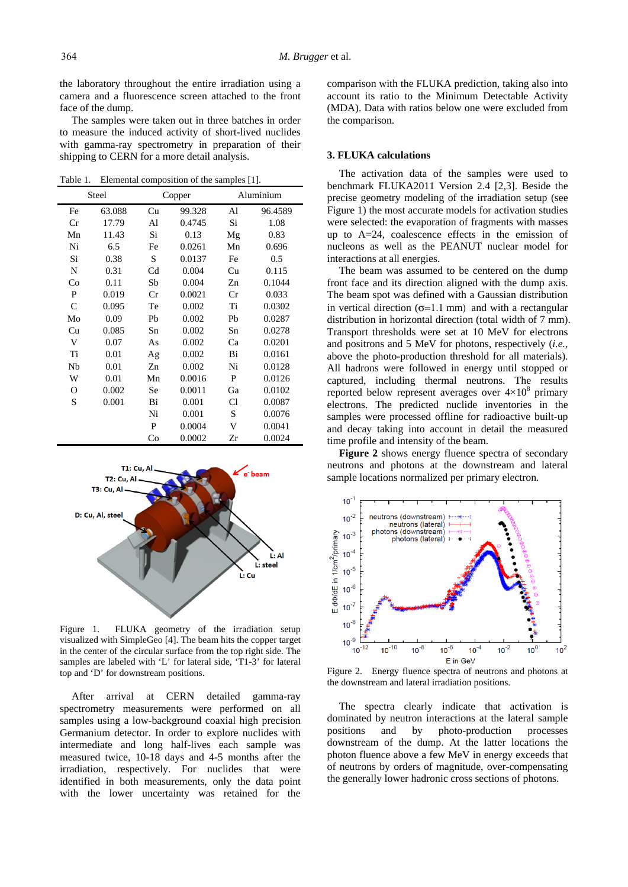the laboratory throughout the entire irradiation using a camera and a fluorescence screen attached to the front face of the dump.

The samples were taken out in three batches in order to measure the induced activity of short-lived nuclides with gamma-ray spectrometry in preparation of their shipping to CERN for a more detail analysis.

Table 1. Elemental composition of the samples [1].

| Steel | | Copper | | Aluminium | |
|---|---|---|---|---|---|
| Fe | 63.088 | Cu | 99.328 | Al | 96.4589 |
| Cr | 17.79 | Al | 0.4745 | Si | 1.08 |
| Mn | 11.43 | Si | 0.13 | Mg | 0.83 |
| Ni | 6.5 | Fe | 0.0261 | Mn | 0.696 |
| Si | 0.38 | S | 0.0137 | Fe | 0.5 |
| N | 0.31 | Cd | 0.004 | Cu | 0.115 |
| Co | 0.11 | Sb | 0.004 | Zn | 0.1044 |
| P | 0.019 | Cr | 0.0021 | Cr | 0.033 |
| C | 0.095 | Te | 0.002 | Ti | 0.0302 |
| Mo | 0.09 | Pb | 0.002 | Pb | 0.0287 |
| Cu | 0.085 | Sn | 0.002 | Sn | 0.0278 |
| V | 0.07 | As | 0.002 | Ca | 0.0201 |
| Ti | 0.01 | Ag | 0.002 | Bi | 0.0161 |
| Nb | 0.01 | Zn | 0.002 | Ni | 0.0128 |
| W | 0.01 | Mn | 0.0016 | P | 0.0126 |
| O | 0.002 | Se | 0.0011 | Ga | 0.0102 |
| S | 0.001 | Bi | 0.001 | Cl | 0.0087 |
| | | Ni | 0.001 | S | 0.0076 |
| | | P | 0.0004 | V | 0.0041 |
| | | Co | 0.0002 | Zr | 0.0024 |

Figure 1. FLUKA geometry of the irradiation setup visualized with SimpleGeo [4]. The beam hits the copper target in the center of the circular surface from the top right side. The samples are labeled with 'L' for lateral side, 'T1-3' for lateral top and 'D' for downstream positions.

After arrival at CERN detailed gamma-ray spectrometry measurements were performed on all samples using a low-background coaxial high precision Germanium detector. In order to explore nuclides with intermediate and long half-lives each sample was measured twice, 10-18 days and 4-5 months after the irradiation, respectively. For nuclides that were identified in both measurements, only the data point with the lower uncertainty was retained for the comparison with the FLUKA prediction, taking also into account its ratio to the Minimum Detectable Activity (MDA). Data with ratios below one were excluded from the comparison.

## 3. FLUKA calculations

The activation data of the samples were used to benchmark FLUKA2011 Version 2.4 [2,3]. Beside the precise geometry modeling of the irradiation setup (see Figure 1) the most accurate models for activation studies were selected: the evaporation of fragments with masses up to A=24, coalescence effects in the emission of nucleons as well as the PEANUT nuclear model for interactions at all energies.

The beam was assumed to be centered on the dump front face and its direction aligned with the dump axis. The beam spot was defined with a Gaussian distribution in vertical direction ($\sigma$=1.1 mm) and with a rectangular distribution in horizontal direction (total width of 7 mm). Transport thresholds were set at 10 MeV for electrons and positrons and 5 MeV for photons, respectively (*i.e.*, above the photo-production threshold for all materials). All hadrons were followed in energy until stopped or captured, including thermal neutrons. The results reported below represent averages over $4\times10^8$ primary electrons. The predicted nuclide inventories in the samples were processed offline for radioactive built-up and decay taking into account in detail the measured time profile and intensity of the beam.

**Figure 2** shows energy fluence spectra of secondary neutrons and photons at the downstream and lateral sample locations normalized per primary electron.

Figure 2. Energy fluence spectra of neutrons and photons at the downstream and lateral irradiation positions.

The spectra clearly indicate that activation is dominated by neutron interactions at the lateral sample positions and by photo-production processes downstream of the dump. At the latter locations the photon fluence above a few MeV in energy exceeds that of neutrons by orders of magnitude, over-compensating the generally lower hadronic cross sections of photons.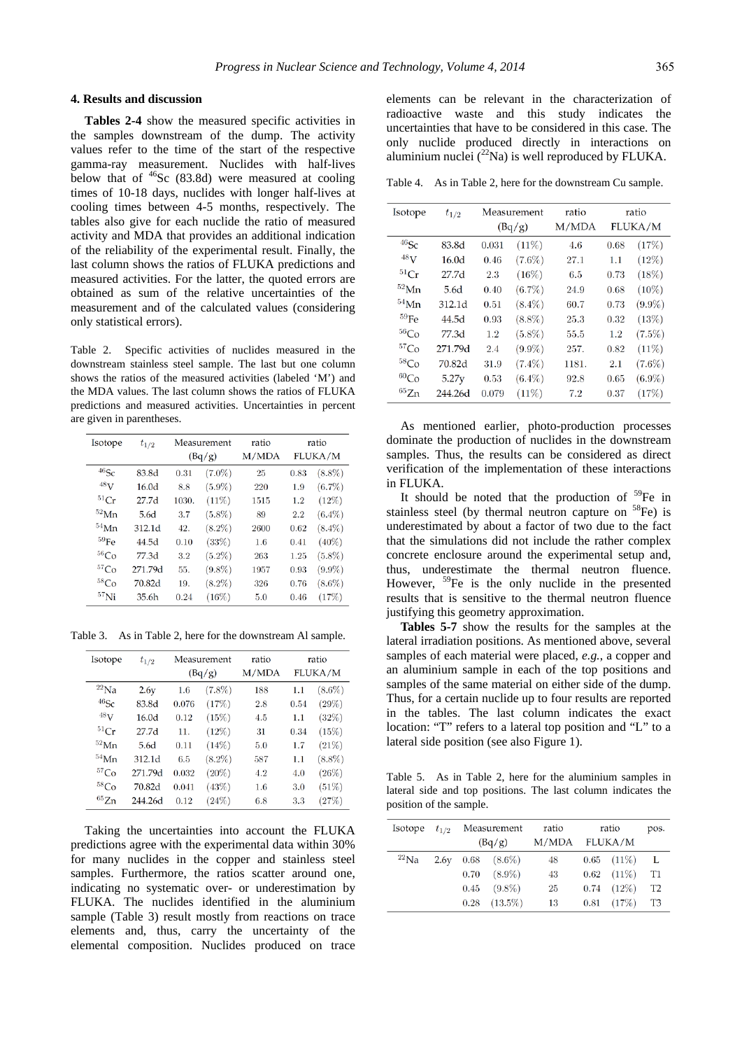### 4. Results and discussion

**Tables 2-4** show the measured specific activities in the samples downstream of the dump. The activity values refer to the time of the start of the respective gamma-ray measurement. Nuclides with half-lives below that of $^{46}$Sc (83.8d) were measured at cooling times of 10-18 days, nuclides with longer half-lives at cooling times between 4-5 months, respectively. The tables also give for each nuclide the ratio of measured activity and MDA that provides an additional indication of the reliability of the experimental result. Finally, the last column shows the ratios of FLUKA predictions and measured activities. For the latter, the quoted errors are obtained as sum of the relative uncertainties of the measurement and of the calculated values (considering only statistical errors).

Table 2. Specific activities of nuclides measured in the downstream stainless steel sample. The last but one column shows the ratios of the measured activities (labeled 'M') and the MDA values. The last column shows the ratios of FLUKA predictions and measured activities. Uncertainties in percent are given in parentheses.

| Isotope | $t_{1/2}$ | Measurement (Bq/g) | | ratio M/MDA | ratio FLUKA/M | |
|---|---|---|---|---|---|---|
| $^{46}$Sc | 83.8d | 0.31 | (7.0%) | 25 | 0.83 | (8.8%) |
| $^{48}$V | 16.0d | 8.8 | (5.9%) | 220 | 1.9 | (6.7%) |
| $^{51}$Cr | 27.7d | 1030. | (11%) | 1515 | 1.2 | (12%) |
| $^{52}$Mn | 5.6d | 3.7 | (5.8%) | 89 | 2.2 | (6.4%) |
| $^{54}$Mn | 312.1d | 42. | (8.2%) | 2600 | 0.62 | (8.4%) |
| $^{59}$Fe | 44.5d | 0.10 | (33%) | 1.6 | 0.41 | (40%) |
| $^{56}$Co | 77.3d | 3.2 | (5.2%) | 263 | 1.25 | (5.8%) |
| $^{57}$Co | 271.79d | 55. | (9.8%) | 1957 | 0.93 | (9.9%) |
| $^{58}$Co | 70.82d | 19. | (8.2%) | 326 | 0.76 | (8.6%) |
| $^{57}$Ni | 35.6h | 0.24 | (16%) | 5.0 | 0.46 | (17%) |

Table 3. As in Table 2, here for the downstream Al sample.

| Isotope | $t_{1/2}$ | Measurement (Bq/g) | | ratio M/MDA | ratio FLUKA/M | |
|---|---|---|---|---|---|---|
| $^{22}$Na | 2.6y | 1.6 | (7.8%) | 188 | 1.1 | (8.6%) |
| $^{46}$Sc | 83.8d | 0.076 | (17%) | 2.8 | 0.54 | (29%) |
| $^{48}$V | 16.0d | 0.12 | (15%) | 4.5 | 1.1 | (32%) |
| $^{51}$Cr | 27.7d | 11. | (12%) | 31 | 0.34 | (15%) |
| $^{52}$Mn | 5.6d | 0.11 | (14%) | 5.0 | 1.7 | (21%) |
| $^{54}$Mn | 312.1d | 6.5 | (8.2%) | 587 | 1.1 | (8.8%) |
| $^{57}$Co | 271.79d | 0.032 | (20%) | 4.2 | 4.0 | (26%) |
| $^{58}$Co | 70.82d | 0.041 | (43%) | 1.6 | 3.0 | (51%) |
| $^{65}$Zn | 244.26d | 0.12 | (24%) | 6.8 | 3.3 | (27%) |

Taking the uncertainties into account the FLUKA predictions agree with the experimental data within 30% for many nuclides in the copper and stainless steel samples. Furthermore, the ratios scatter around one, indicating no systematic over- or underestimation by FLUKA. The nuclides identified in the aluminium sample (Table 3) result mostly from reactions on trace elements and, thus, carry the uncertainty of the elemental composition. Nuclides produced on trace elements can be relevant in the characterization of radioactive waste and this study indicates the uncertainties that have to be considered in this case. The only nuclide produced directly in interactions on aluminium nuclei ($^{22}$Na) is well reproduced by FLUKA.

Table 4. As in Table 2, here for the downstream Cu sample.

| Isotope | $t_{1/2}$ | Measurement (Bq/g) | | ratio M/MDA | ratio FLUKA/M | |
|---|---|---|---|---|---|---|
| $^{46}$Sc | 83.8d | 0.031 | (11%) | 4.6 | 0.68 | (17%) |
| $^{48}$V | 16.0d | 0.46 | (7.6%) | 27.1 | 1.1 | (12%) |
| $^{51}$Cr | 27.7d | 2.3 | (16%) | 6.5 | 0.73 | (18%) |
| $^{52}$Mn | 5.6d | 0.40 | (6.7%) | 24.9 | 0.68 | (10%) |
| $^{54}$Mn | 312.1d | 0.51 | (8.4%) | 60.7 | 0.73 | (9.9%) |
| $^{59}$Fe | 44.5d | 0.93 | (8.8%) | 25.3 | 0.32 | (13%) |
| $^{56}$Co | 77.3d | 1.2 | (5.8%) | 55.5 | 1.2 | (7.5%) |
| $^{57}$Co | 271.79d | 2.4 | (9.9%) | 257. | 0.82 | (11%) |
| $^{58}$Co | 70.82d | 31.9 | (7.4%) | 1181. | 2.1 | (7.6%) |
| $^{60}$Co | 5.27y | 0.53 | (6.4%) | 92.8 | 0.65 | (6.9%) |
| $^{65}$Zn | 244.26d | 0.079 | (11%) | 7.2 | 0.37 | (17%) |

As mentioned earlier, photo-production processes dominate the production of nuclides in the downstream samples. Thus, the results can be considered as direct verification of the implementation of these interactions in FLUKA.

It should be noted that the production of $^{59}$Fe in stainless steel (by thermal neutron capture on $^{58}$Fe) is underestimated by about a factor of two due to the fact that the simulations did not include the rather complex concrete enclosure around the experimental setup and, thus, underestimate the thermal neutron fluence. However, $^{59}$Fe is the only nuclide in the presented results that is sensitive to the thermal neutron fluence justifying this geometry approximation.

**Tables 5-7** show the results for the samples at the lateral irradiation positions. As mentioned above, several samples of each material were placed, *e.g.*, a copper and an aluminium sample in each of the top positions and samples of the same material on either side of the dump. Thus, for a certain nuclide up to four results are reported in the tables. The last column indicates the exact location: "T" refers to a lateral top position and "L" to a lateral side position (see also Figure 1).

Table 5. As in Table 2, here for the aluminium samples in lateral side and top positions. The last column indicates the position of the sample.

| Isotope | $t_{1/2}$ | Measurement (Bq/g) | | ratio M/MDA | ratio FLUKA/M | | pos. |
|---|---|---|---|---|---|---|---|
| $^{22}$Na | 2.6y | 0.68 | (8.6%) | 48 | 0.65 | (11%) | L |
| | | 0.70 | (8.9%) | 43 | 0.62 | (11%) | T1 |
| | | 0.45 | (9.8%) | 25 | 0.74 | (12%) | T2 |
| | | 0.28 | (13.5%) | 13 | 0.81 | (17%) | T3 |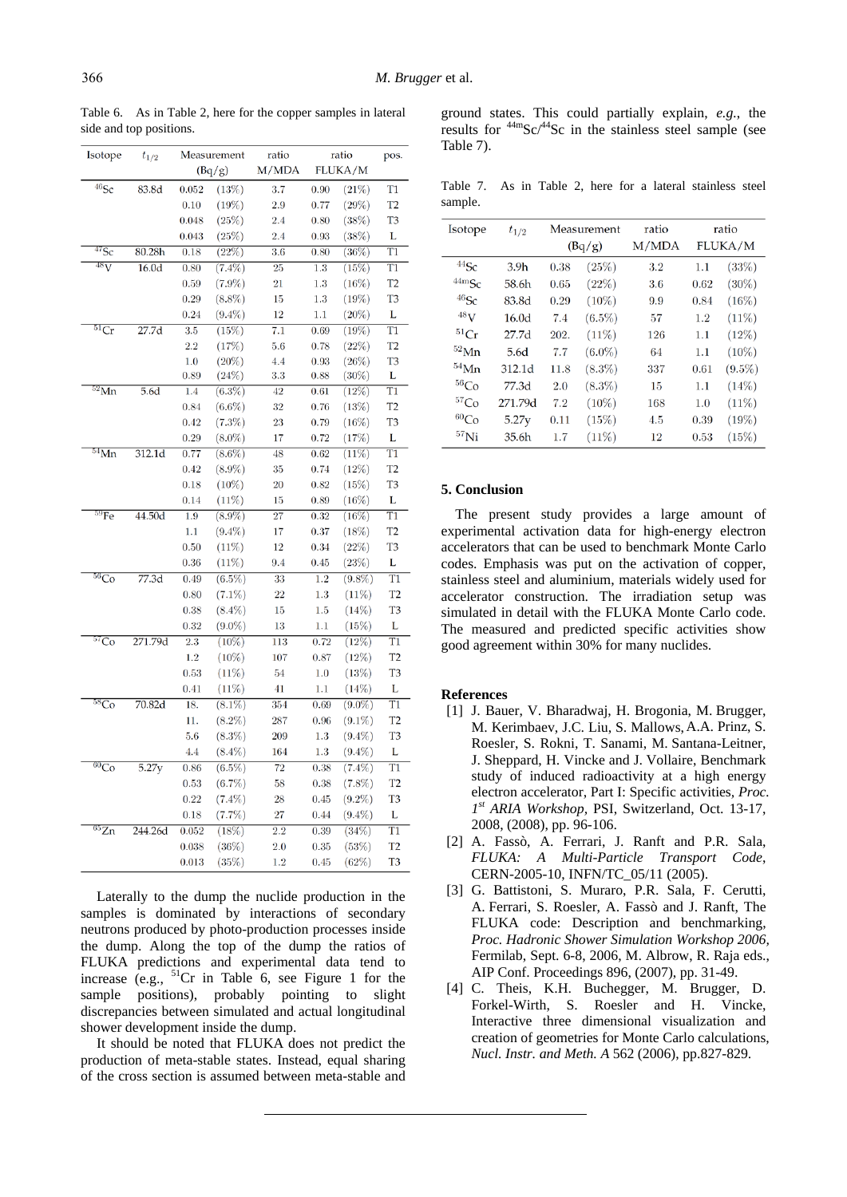Table 6. As in Table 2, here for the copper samples in lateral side and top positions.

| Isotope | $t_{1/2}$ | Measurement (Bq/g) | | ratio M/MDA | ratio FLUKA/M | | pos. |
|---|---|---|---|---|---|---|---|
| $^{46}$Sc | 83.8d | 0.052 | (13%) | 3.7 | 0.90 | (21%) | T1 |
| | | 0.10 | (19%) | 2.9 | 0.77 | (29%) | T2 |
| | | 0.048 | (25%) | 2.4 | 0.80 | (38%) | T3 |
| | | 0.043 | (25%) | 2.4 | 0.93 | (38%) | L |
| $^{47}$Sc | 80.28h | 0.18 | (22%) | 3.6 | 0.80 | (36%) | T1 |
| $^{48}$V | 16.0d | 0.80 | (7.4%) | 25 | 1.3 | (15%) | T1 |
| | | 0.59 | (7.9%) | 21 | 1.3 | (16%) | T2 |
| | | 0.29 | (8.8%) | 15 | 1.3 | (19%) | T3 |
| | | 0.24 | (9.4%) | 12 | 1.1 | (20%) | L |
| $^{51}$Cr | 27.7d | 3.5 | (15%) | 7.1 | 0.69 | (19%) | T1 |
| | | 2.2 | (17%) | 5.6 | 0.78 | (22%) | T2 |
| | | 1.0 | (20%) | 4.4 | 0.93 | (26%) | T3 |
| | | 0.89 | (24%) | 3.3 | 0.88 | (30%) | L |
| $^{52}$Mn | 5.6d | 1.4 | (6.3%) | 42 | 0.61 | (12%) | T1 |
| | | 0.84 | (6.6%) | 32 | 0.76 | (13%) | T2 |
| | | 0.42 | (7.3%) | 23 | 0.79 | (16%) | T3 |
| | | 0.29 | (8.0%) | 17 | 0.72 | (17%) | L |
| $^{54}$Mn | 312.1d | 0.77 | (8.6%) | 48 | 0.62 | (11%) | T1 |
| | | 0.42 | (8.9%) | 35 | 0.74 | (12%) | T2 |
| | | 0.18 | (10%) | 20 | 0.82 | (15%) | T3 |
| | | 0.14 | (11%) | 15 | 0.89 | (16%) | L |
| $^{59}$Fe | 44.50d | 1.9 | (8.9%) | 27 | 0.32 | (16%) | T1 |
| | | 1.1 | (9.4%) | 17 | 0.37 | (18%) | T2 |
| | | 0.50 | (11%) | 12 | 0.34 | (22%) | T3 |
| | | 0.36 | (11%) | 9.4 | 0.45 | (23%) | L |
| $^{56}$Co | 77.3d | 0.49 | (6.5%) | 33 | 1.2 | (9.8%) | T1 |
| | | 0.80 | (7.1%) | 22 | 1.3 | (11%) | T2 |
| | | 0.38 | (8.4%) | 15 | 1.5 | (14%) | T3 |
| | | 0.32 | (9.0%) | 13 | 1.1 | (15%) | L |
| $^{57}$Co | 271.79d | 2.3 | (10%) | 113 | 0.72 | (12%) | T1 |
| | | 1.2 | (10%) | 107 | 0.87 | (12%) | T2 |
| | | 0.53 | (11%) | 54 | 1.0 | (13%) | T3 |
| | | 0.41 | (11%) | 41 | 1.1 | (14%) | L |
| $^{58}$Co | 70.82d | 18. | (8.1%) | 354 | 0.69 | (9.0%) | T1 |
| | | 11. | (8.2%) | 287 | 0.96 | (9.1%) | T2 |
| | | 5.6 | (8.3%) | 209 | 1.3 | (9.4%) | T3 |
| | | 4.4 | (8.4%) | 164 | 1.3 | (9.4%) | L |
| $^{60}$Co | 5.27y | 0.86 | (6.5%) | 72 | 0.38 | (7.4%) | T1 |
| | | 0.53 | (6.7%) | 58 | 0.38 | (7.8%) | T2 |
| | | 0.22 | (7.4%) | 28 | 0.45 | (9.2%) | T3 |
| | | 0.18 | (7.7%) | 27 | 0.44 | (9.4%) | L |
| $^{65}$Zn | 244.26d | 0.052 | (18%) | 2.2 | 0.39 | (34%) | T1 |
| | | 0.038 | (36%) | 2.0 | 0.35 | (53%) | T2 |
| | | 0.013 | (35%) | 1.2 | 0.45 | (62%) | T3 |

Laterally to the dump the nuclide production in the samples is dominated by interactions of secondary neutrons produced by photo-production processes inside the dump. Along the top of the dump the ratios of FLUKA predictions and experimental data tend to increase (e.g., $^{51}$Cr in Table 6, see Figure 1 for the sample positions), probably pointing to slight discrepancies between simulated and actual longitudinal shower development inside the dump.

It should be noted that FLUKA does not predict the production of meta-stable states. Instead, equal sharing of the cross section is assumed between meta-stable and ground states. This could partially explain, *e.g.*, the results for $^{44m}$Sc/$^{44}$Sc in the stainless steel sample (see Table 7).

Table 7. As in Table 2, here for a lateral stainless steel sample.

| Isotope | $t_{1/2}$ | Measurement (Bq/g) | | ratio M/MDA | ratio FLUKA/M | |
|---|---|---|---|---|---|---|
| $^{44}$Sc | 3.9h | 0.38 | (25%) | 3.2 | 1.1 | (33%) |
| $^{44m}$Sc | 58.6h | 0.65 | (22%) | 3.6 | 0.62 | (30%) |
| $^{46}$Sc | 83.8d | 0.29 | (10%) | 9.9 | 0.84 | (16%) |
| $^{48}$V | 16.0d | 7.4 | (6.5%) | 57 | 1.2 | (11%) |
| $^{51}$Cr | 27.7d | 202. | (11%) | 126 | 1.1 | (12%) |
| $^{52}$Mn | 5.6d | 7.7 | (6.0%) | 64 | 1.1 | (10%) |
| $^{54}$Mn | 312.1d | 11.8 | (8.3%) | 337 | 0.61 | (9.5%) |
| $^{56}$Co | 77.3d | 2.0 | (8.3%) | 15 | 1.1 | (14%) |
| $^{57}$Co | 271.79d | 7.2 | (10%) | 168 | 1.0 | (11%) |
| $^{60}$Co | 5.27y | 0.11 | (15%) | 4.5 | 0.39 | (19%) |
| $^{57}$Ni | 35.6h | 1.7 | (11%) | 12 | 0.53 | (15%) |

## 5. Conclusion

The present study provides a large amount of experimental activation data for high-energy electron accelerators that can be used to benchmark Monte Carlo codes. Emphasis was put on the activation of copper, stainless steel and aluminium, materials widely used for accelerator construction. The irradiation setup was simulated in detail with the FLUKA Monte Carlo code. The measured and predicted specific activities show good agreement within 30% for many nuclides.

## References

[1] J. Bauer, V. Bharadwaj, H. Brogonia, M. Brugger, M. Kerimbaev, J.C. Liu, S. Mallows, A.A. Prinz, S. Roesler, S. Rokni, T. Sanami, M. Santana-Leitner, J. Sheppard, H. Vincke and J. Vollaire, Benchmark study of induced radioactivity at a high energy electron accelerator, Part I: Specific activities, *Proc. 1st ARIA Workshop*, PSI, Switzerland, Oct. 13-17, 2008, (2008), pp. 96-106.

[2] A. Fassò, A. Ferrari, J. Ranft and P.R. Sala, *FLUKA: A Multi-Particle Transport Code*, CERN-2005-10, INFN/TC_05/11 (2005).

[3] G. Battistoni, S. Muraro, P.R. Sala, F. Cerutti, A. Ferrari, S. Roesler, A. Fassò and J. Ranft, The FLUKA code: Description and benchmarking, *Proc. Hadronic Shower Simulation Workshop 2006*, Fermilab, Sept. 6-8, 2006, M. Albrow, R. Raja eds., AIP Conf. Proceedings 896, (2007), pp. 31-49.

[4] C. Theis, K.H. Buchegger, M. Brugger, D. Forkel-Wirth, S. Roesler and H. Vincke, Interactive three dimensional visualization and creation of geometries for Monte Carlo calculations, *Nucl. Instr. and Meth. A* 562 (2006), pp.827-829.